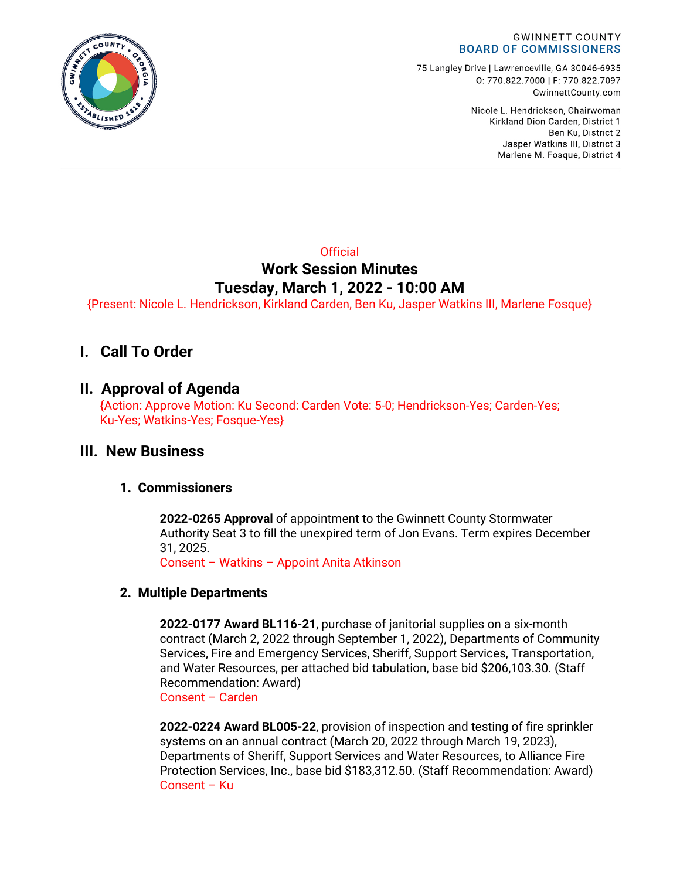GWINNETT COUNTY
BOARD OF COMMISSIONERS

75 Langley Drive | Lawrenceville, GA 30046-6935
O: 770.822.7000 | F: 770.822.7097
GwinnettCounty.com

Nicole L. Hendrickson, Chairwoman
Kirkland Dion Carden, District 1
Ben Ku, District 2
Jasper Watkins III, District 3
Marlene M. Fosque, District 4

Official

# Work Session Minutes
# Tuesday, March 1, 2022 - 10:00 AM

{Present: Nicole L. Hendrickson, Kirkland Carden, Ben Ku, Jasper Watkins III, Marlene Fosque}

## I. Call To Order

## II. Approval of Agenda

{Action: Approve Motion: Ku Second: Carden Vote: 5-0; Hendrickson-Yes; Carden-Yes; Ku-Yes; Watkins-Yes; Fosque-Yes}

## III. New Business

### 1. Commissioners

**2022-0265 Approval** of appointment to the Gwinnett County Stormwater Authority Seat 3 to fill the unexpired term of Jon Evans. Term expires December 31, 2025.
Consent – Watkins – Appoint Anita Atkinson

### 2. Multiple Departments

**2022-0177 Award BL116-21**, purchase of janitorial supplies on a six-month contract (March 2, 2022 through September 1, 2022), Departments of Community Services, Fire and Emergency Services, Sheriff, Support Services, Transportation, and Water Resources, per attached bid tabulation, base bid $206,103.30. (Staff Recommendation: Award)
Consent – Carden

**2022-0224 Award BL005-22**, provision of inspection and testing of fire sprinkler systems on an annual contract (March 20, 2022 through March 19, 2023), Departments of Sheriff, Support Services and Water Resources, to Alliance Fire Protection Services, Inc., base bid $183,312.50. (Staff Recommendation: Award)
Consent – Ku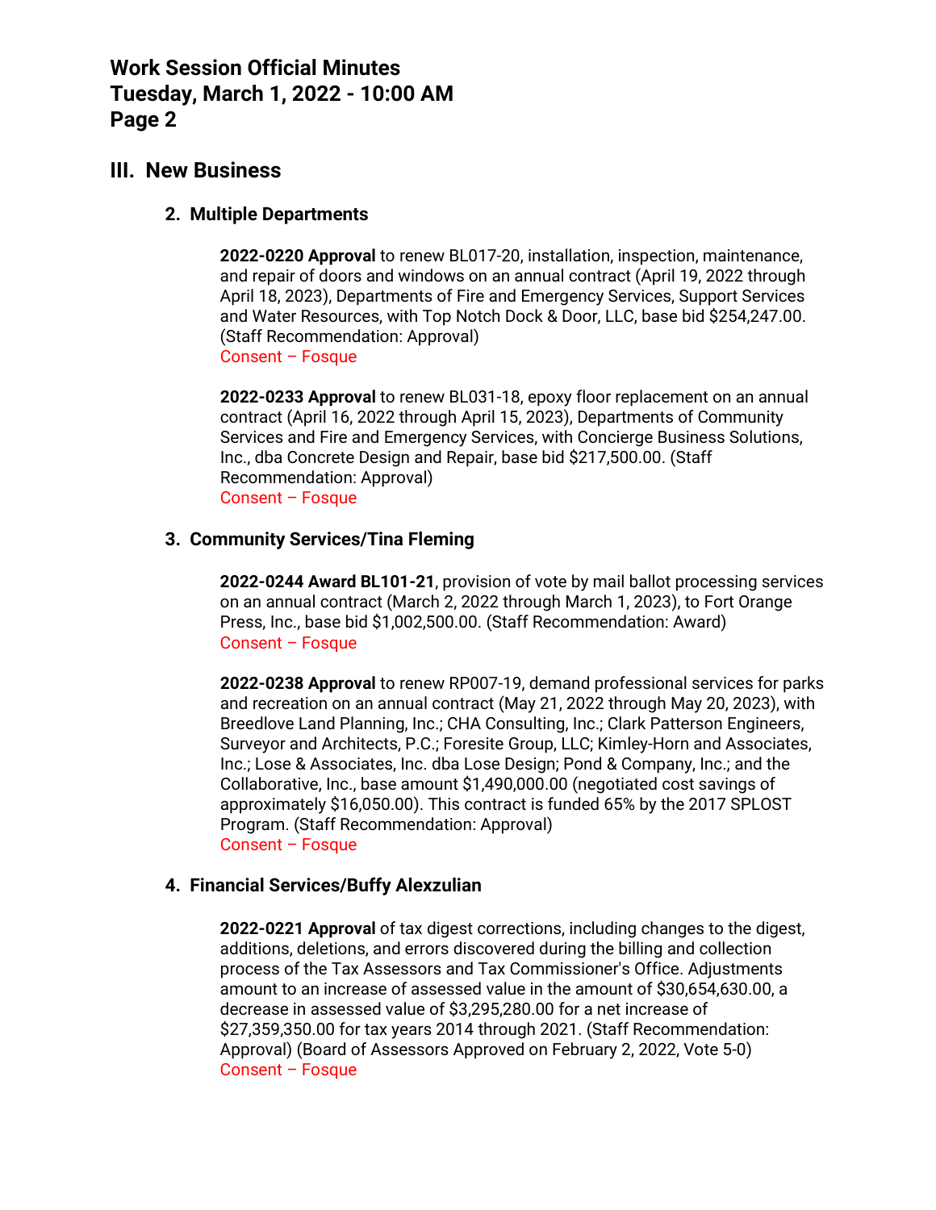## III. New Business

### 2. Multiple Departments

**2022-0220 Approval** to renew BL017-20, installation, inspection, maintenance, and repair of doors and windows on an annual contract (April 19, 2022 through April 18, 2023), Departments of Fire and Emergency Services, Support Services and Water Resources, with Top Notch Dock & Door, LLC, base bid $254,247.00. (Staff Recommendation: Approval)
Consent – Fosque

**2022-0233 Approval** to renew BL031-18, epoxy floor replacement on an annual contract (April 16, 2022 through April 15, 2023), Departments of Community Services and Fire and Emergency Services, with Concierge Business Solutions, Inc., dba Concrete Design and Repair, base bid $217,500.00. (Staff Recommendation: Approval)
Consent – Fosque

### 3. Community Services/Tina Fleming

**2022-0244 Award BL101-21**, provision of vote by mail ballot processing services on an annual contract (March 2, 2022 through March 1, 2023), to Fort Orange Press, Inc., base bid $1,002,500.00. (Staff Recommendation: Award)
Consent – Fosque

**2022-0238 Approval** to renew RP007-19, demand professional services for parks and recreation on an annual contract (May 21, 2022 through May 20, 2023), with Breedlove Land Planning, Inc.; CHA Consulting, Inc.; Clark Patterson Engineers, Surveyor and Architects, P.C.; Foresite Group, LLC; Kimley-Horn and Associates, Inc.; Lose & Associates, Inc. dba Lose Design; Pond & Company, Inc.; and the Collaborative, Inc., base amount $1,490,000.00 (negotiated cost savings of approximately $16,050.00). This contract is funded 65% by the 2017 SPLOST Program. (Staff Recommendation: Approval)
Consent – Fosque

### 4. Financial Services/Buffy Alexzulian

**2022-0221 Approval** of tax digest corrections, including changes to the digest, additions, deletions, and errors discovered during the billing and collection process of the Tax Assessors and Tax Commissioner's Office. Adjustments amount to an increase of assessed value in the amount of $30,654,630.00, a decrease in assessed value of $3,295,280.00 for a net increase of $27,359,350.00 for tax years 2014 through 2021. (Staff Recommendation: Approval) (Board of Assessors Approved on February 2, 2022, Vote 5-0)
Consent – Fosque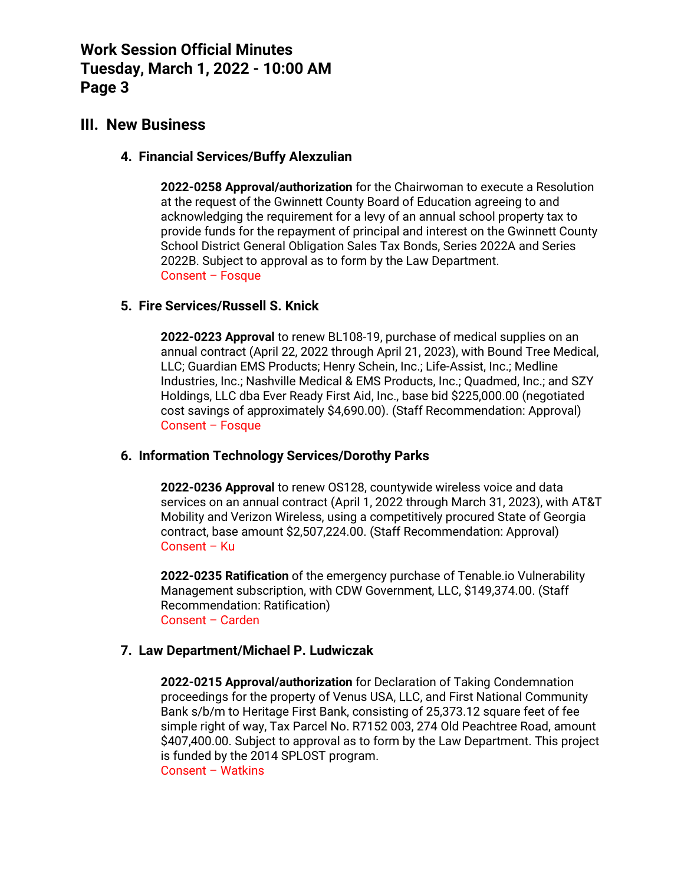## III. New Business

### 4. Financial Services/Buffy Alexzulian

**2022-0258 Approval/authorization** for the Chairwoman to execute a Resolution at the request of the Gwinnett County Board of Education agreeing to and acknowledging the requirement for a levy of an annual school property tax to provide funds for the repayment of principal and interest on the Gwinnett County School District General Obligation Sales Tax Bonds, Series 2022A and Series 2022B. Subject to approval as to form by the Law Department.
Consent – Fosque

### 5. Fire Services/Russell S. Knick

**2022-0223 Approval** to renew BL108-19, purchase of medical supplies on an annual contract (April 22, 2022 through April 21, 2023), with Bound Tree Medical, LLC; Guardian EMS Products; Henry Schein, Inc.; Life-Assist, Inc.; Medline Industries, Inc.; Nashville Medical & EMS Products, Inc.; Quadmed, Inc.; and SZY Holdings, LLC dba Ever Ready First Aid, Inc., base bid $225,000.00 (negotiated cost savings of approximately $4,690.00). (Staff Recommendation: Approval)
Consent – Fosque

### 6. Information Technology Services/Dorothy Parks

**2022-0236 Approval** to renew OS128, countywide wireless voice and data services on an annual contract (April 1, 2022 through March 31, 2023), with AT&T Mobility and Verizon Wireless, using a competitively procured State of Georgia contract, base amount $2,507,224.00. (Staff Recommendation: Approval)
Consent – Ku

**2022-0235 Ratification** of the emergency purchase of Tenable.io Vulnerability Management subscription, with CDW Government, LLC, $149,374.00. (Staff Recommendation: Ratification)
Consent – Carden

### 7. Law Department/Michael P. Ludwiczak

**2022-0215 Approval/authorization** for Declaration of Taking Condemnation proceedings for the property of Venus USA, LLC, and First National Community Bank s/b/m to Heritage First Bank, consisting of 25,373.12 square feet of fee simple right of way, Tax Parcel No. R7152 003, 274 Old Peachtree Road, amount $407,400.00. Subject to approval as to form by the Law Department. This project is funded by the 2014 SPLOST program.
Consent – Watkins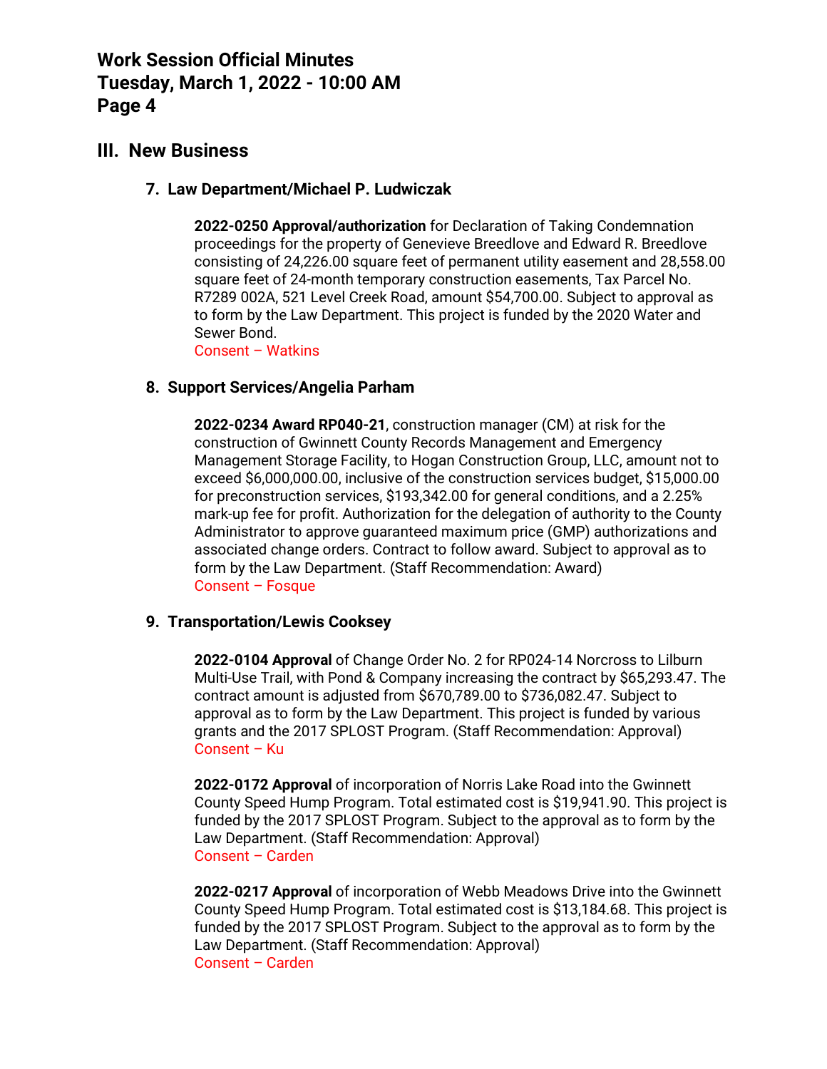## III. New Business

### 7. Law Department/Michael P. Ludwiczak

**2022-0250 Approval/authorization** for Declaration of Taking Condemnation proceedings for the property of Genevieve Breedlove and Edward R. Breedlove consisting of 24,226.00 square feet of permanent utility easement and 28,558.00 square feet of 24-month temporary construction easements, Tax Parcel No. R7289 002A, 521 Level Creek Road, amount $54,700.00. Subject to approval as to form by the Law Department. This project is funded by the 2020 Water and Sewer Bond.
Consent – Watkins

### 8. Support Services/Angelia Parham

**2022-0234 Award RP040-21**, construction manager (CM) at risk for the construction of Gwinnett County Records Management and Emergency Management Storage Facility, to Hogan Construction Group, LLC, amount not to exceed $6,000,000.00, inclusive of the construction services budget, $15,000.00 for preconstruction services, $193,342.00 for general conditions, and a 2.25% mark-up fee for profit. Authorization for the delegation of authority to the County Administrator to approve guaranteed maximum price (GMP) authorizations and associated change orders. Contract to follow award. Subject to approval as to form by the Law Department. (Staff Recommendation: Award)
Consent – Fosque

### 9. Transportation/Lewis Cooksey

**2022-0104 Approval** of Change Order No. 2 for RP024-14 Norcross to Lilburn Multi-Use Trail, with Pond & Company increasing the contract by $65,293.47. The contract amount is adjusted from $670,789.00 to $736,082.47. Subject to approval as to form by the Law Department. This project is funded by various grants and the 2017 SPLOST Program. (Staff Recommendation: Approval)
Consent – Ku

**2022-0172 Approval** of incorporation of Norris Lake Road into the Gwinnett County Speed Hump Program. Total estimated cost is $19,941.90. This project is funded by the 2017 SPLOST Program. Subject to the approval as to form by the Law Department. (Staff Recommendation: Approval)
Consent – Carden

**2022-0217 Approval** of incorporation of Webb Meadows Drive into the Gwinnett County Speed Hump Program. Total estimated cost is $13,184.68. This project is funded by the 2017 SPLOST Program. Subject to the approval as to form by the Law Department. (Staff Recommendation: Approval)
Consent – Carden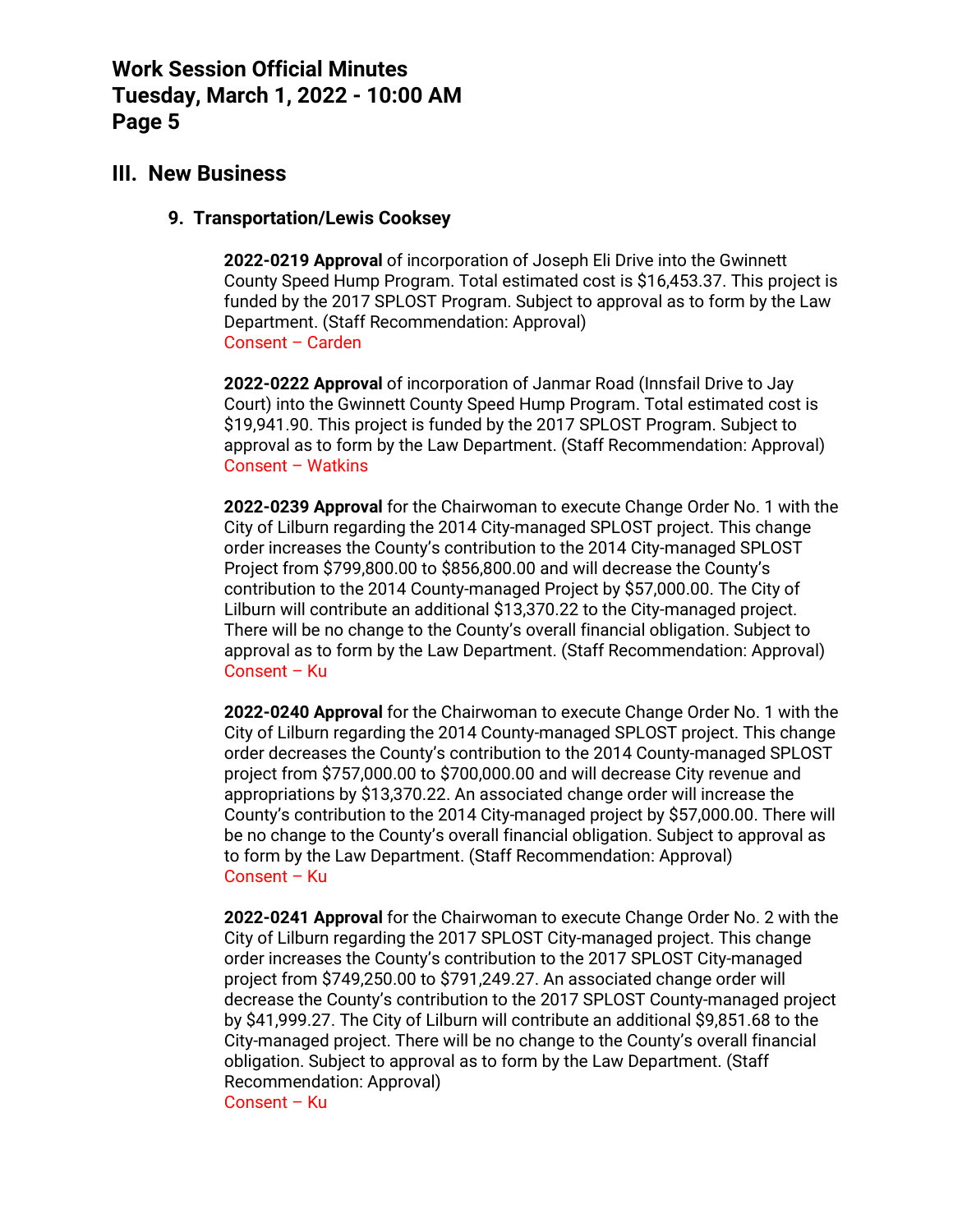## III. New Business

### 9. Transportation/Lewis Cooksey

**2022-0219 Approval** of incorporation of Joseph Eli Drive into the Gwinnett County Speed Hump Program. Total estimated cost is $16,453.37. This project is funded by the 2017 SPLOST Program. Subject to approval as to form by the Law Department. (Staff Recommendation: Approval)
Consent – Carden

**2022-0222 Approval** of incorporation of Janmar Road (Innsfail Drive to Jay Court) into the Gwinnett County Speed Hump Program. Total estimated cost is $19,941.90. This project is funded by the 2017 SPLOST Program. Subject to approval as to form by the Law Department. (Staff Recommendation: Approval)
Consent – Watkins

**2022-0239 Approval** for the Chairwoman to execute Change Order No. 1 with the City of Lilburn regarding the 2014 City-managed SPLOST project. This change order increases the County's contribution to the 2014 City-managed SPLOST Project from $799,800.00 to $856,800.00 and will decrease the County's contribution to the 2014 County-managed Project by $57,000.00. The City of Lilburn will contribute an additional $13,370.22 to the City-managed project. There will be no change to the County's overall financial obligation. Subject to approval as to form by the Law Department. (Staff Recommendation: Approval)
Consent – Ku

**2022-0240 Approval** for the Chairwoman to execute Change Order No. 1 with the City of Lilburn regarding the 2014 County-managed SPLOST project. This change order decreases the County's contribution to the 2014 County-managed SPLOST project from $757,000.00 to $700,000.00 and will decrease City revenue and appropriations by $13,370.22. An associated change order will increase the County's contribution to the 2014 City-managed project by $57,000.00. There will be no change to the County's overall financial obligation. Subject to approval as to form by the Law Department. (Staff Recommendation: Approval)
Consent – Ku

**2022-0241 Approval** for the Chairwoman to execute Change Order No. 2 with the City of Lilburn regarding the 2017 SPLOST City-managed project. This change order increases the County's contribution to the 2017 SPLOST City-managed project from $749,250.00 to $791,249.27. An associated change order will decrease the County's contribution to the 2017 SPLOST County-managed project by $41,999.27. The City of Lilburn will contribute an additional $9,851.68 to the City-managed project. There will be no change to the County's overall financial obligation. Subject to approval as to form by the Law Department. (Staff Recommendation: Approval)
Consent – Ku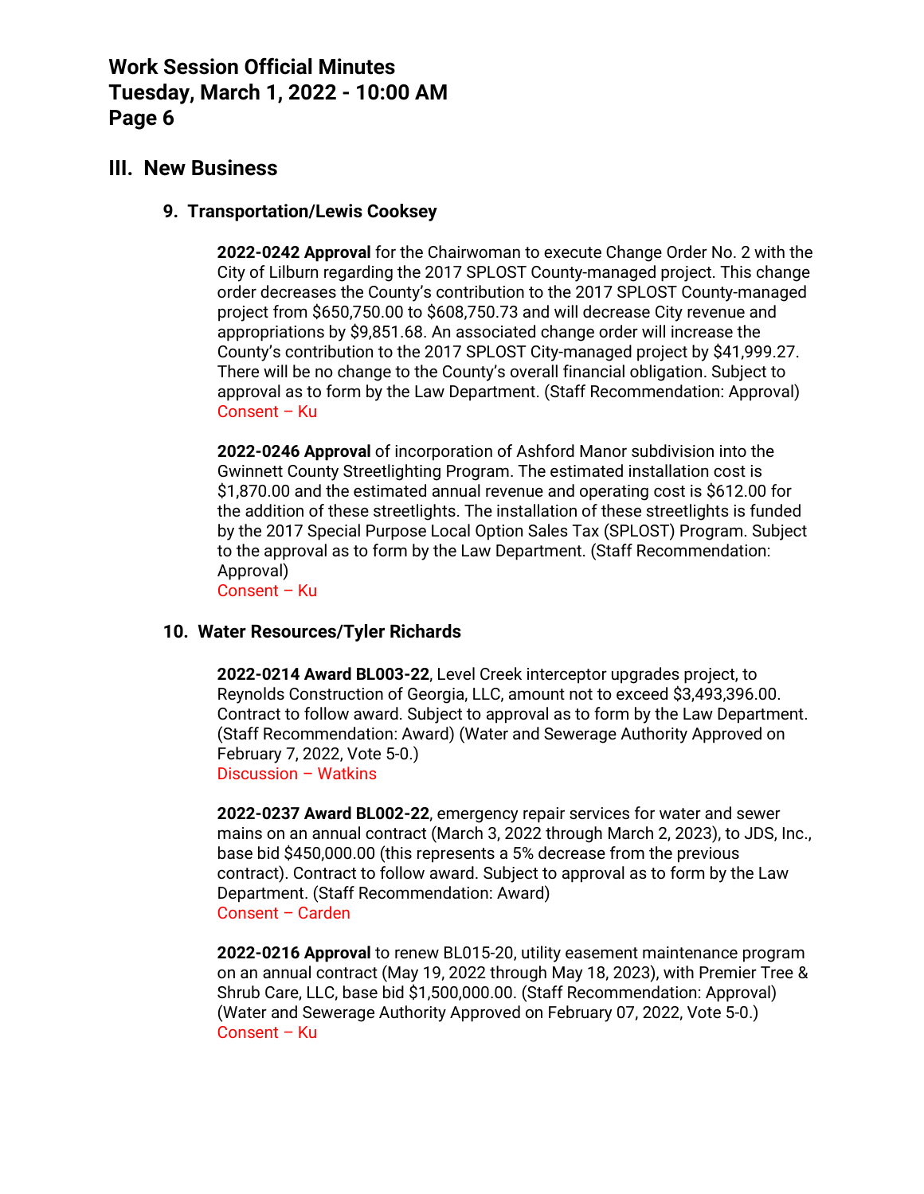## III. New Business

### 9. Transportation/Lewis Cooksey

**2022-0242 Approval** for the Chairwoman to execute Change Order No. 2 with the City of Lilburn regarding the 2017 SPLOST County-managed project. This change order decreases the County's contribution to the 2017 SPLOST County-managed project from $650,750.00 to $608,750.73 and will decrease City revenue and appropriations by $9,851.68. An associated change order will increase the County's contribution to the 2017 SPLOST City-managed project by $41,999.27. There will be no change to the County's overall financial obligation. Subject to approval as to form by the Law Department. (Staff Recommendation: Approval)
Consent – Ku

**2022-0246 Approval** of incorporation of Ashford Manor subdivision into the Gwinnett County Streetlighting Program. The estimated installation cost is $1,870.00 and the estimated annual revenue and operating cost is $612.00 for the addition of these streetlights. The installation of these streetlights is funded by the 2017 Special Purpose Local Option Sales Tax (SPLOST) Program. Subject to the approval as to form by the Law Department. (Staff Recommendation: Approval)
Consent – Ku

### 10. Water Resources/Tyler Richards

**2022-0214 Award BL003-22**, Level Creek interceptor upgrades project, to Reynolds Construction of Georgia, LLC, amount not to exceed $3,493,396.00. Contract to follow award. Subject to approval as to form by the Law Department. (Staff Recommendation: Award) (Water and Sewerage Authority Approved on February 7, 2022, Vote 5-0.)
Discussion – Watkins

**2022-0237 Award BL002-22**, emergency repair services for water and sewer mains on an annual contract (March 3, 2022 through March 2, 2023), to JDS, Inc., base bid $450,000.00 (this represents a 5% decrease from the previous contract). Contract to follow award. Subject to approval as to form by the Law Department. (Staff Recommendation: Award)
Consent – Carden

**2022-0216 Approval** to renew BL015-20, utility easement maintenance program on an annual contract (May 19, 2022 through May 18, 2023), with Premier Tree & Shrub Care, LLC, base bid $1,500,000.00. (Staff Recommendation: Approval) (Water and Sewerage Authority Approved on February 07, 2022, Vote 5-0.)
Consent – Ku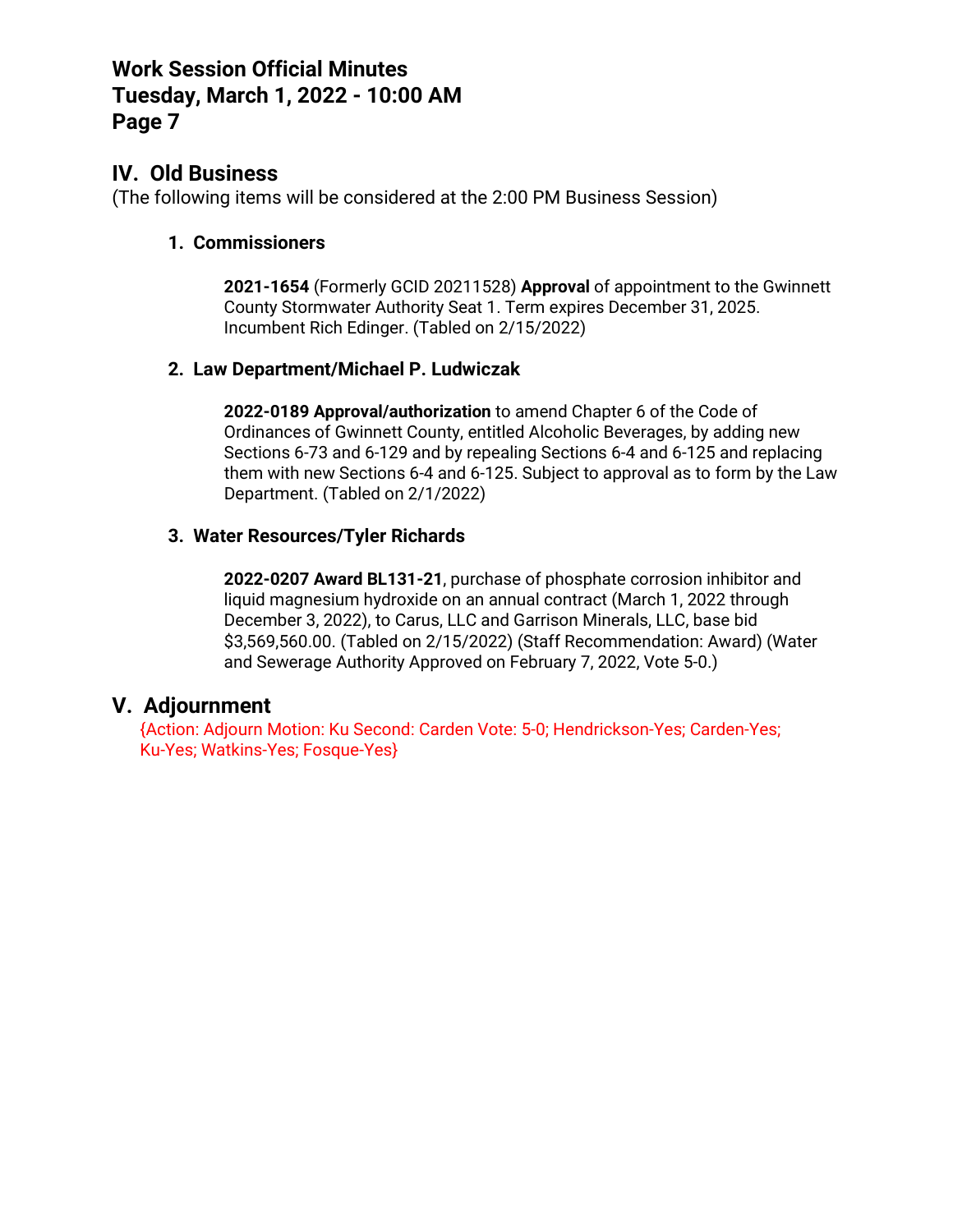## IV. Old Business

(The following items will be considered at the 2:00 PM Business Session)

### 1. Commissioners

**2021-1654** (Formerly GCID 20211528) **Approval** of appointment to the Gwinnett County Stormwater Authority Seat 1. Term expires December 31, 2025. Incumbent Rich Edinger. (Tabled on 2/15/2022)

### 2. Law Department/Michael P. Ludwiczak

**2022-0189 Approval/authorization** to amend Chapter 6 of the Code of Ordinances of Gwinnett County, entitled Alcoholic Beverages, by adding new Sections 6-73 and 6-129 and by repealing Sections 6-4 and 6-125 and replacing them with new Sections 6-4 and 6-125. Subject to approval as to form by the Law Department. (Tabled on 2/1/2022)

### 3. Water Resources/Tyler Richards

**2022-0207 Award BL131-21**, purchase of phosphate corrosion inhibitor and liquid magnesium hydroxide on an annual contract (March 1, 2022 through December 3, 2022), to Carus, LLC and Garrison Minerals, LLC, base bid $3,569,560.00. (Tabled on 2/15/2022) (Staff Recommendation: Award) (Water and Sewerage Authority Approved on February 7, 2022, Vote 5-0.)

## V. Adjournment

{Action: Adjourn Motion: Ku Second: Carden Vote: 5-0; Hendrickson-Yes; Carden-Yes; Ku-Yes; Watkins-Yes; Fosque-Yes}